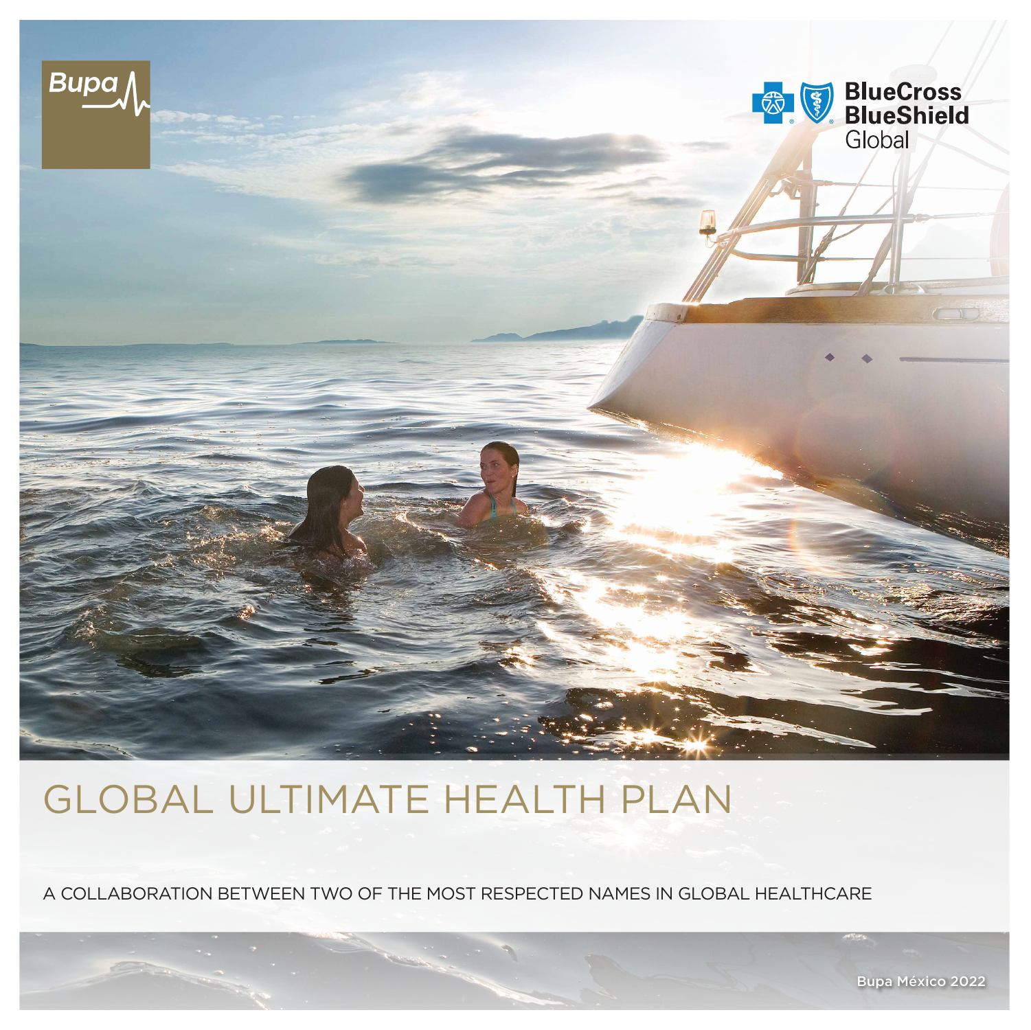Bupa

BlueCross BlueShield Global

# GLOBAL ULTIMATE HEALTH PLAN

A COLLABORATION BETWEEN TWO OF THE MOST RESPECTED NAMES IN GLOBAL HEALTHCARE

Bupa México 2022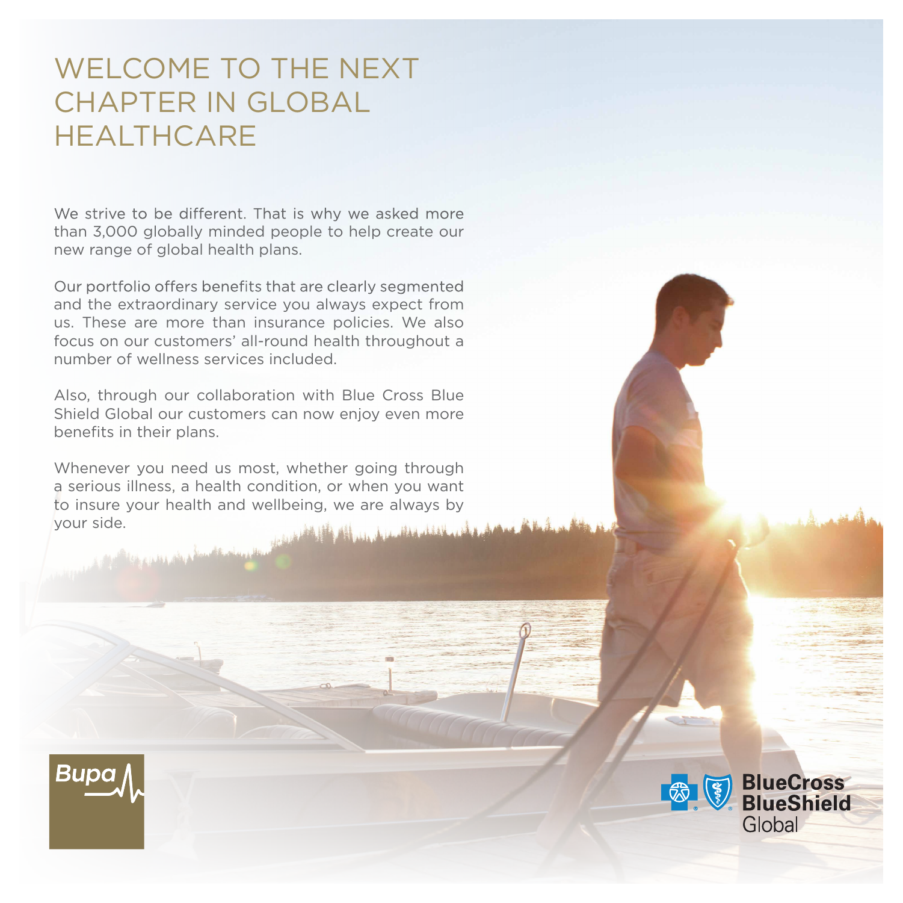# WELCOME TO THE NEXT CHAPTER IN GLOBAL HEALTHCARE

We strive to be different. That is why we asked more than 3,000 globally minded people to help create our new range of global health plans.

Our portfolio offers benefits that are clearly segmented and the extraordinary service you always expect from us. These are more than insurance policies. We also focus on our customers' all-round health throughout a number of wellness services included.

Also, through our collaboration with Blue Cross Blue Shield Global our customers can now enjoy even more benefits in their plans.

Whenever you need us most, whether going through a serious illness, a health condition, or when you want to insure your health and wellbeing, we are always by your side.

Bupa

BlueCross BlueShield Global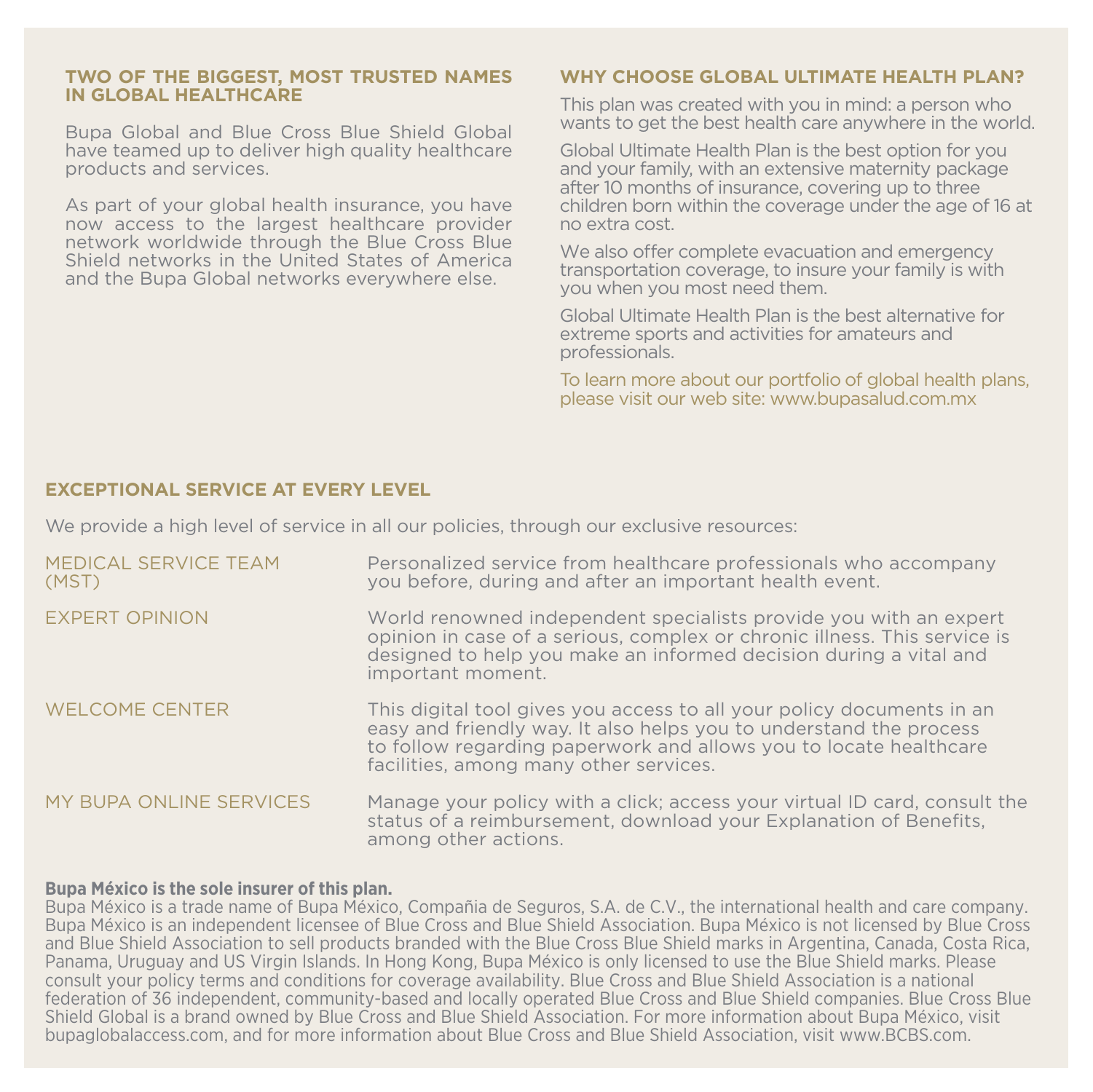## TWO OF THE BIGGEST, MOST TRUSTED NAMES IN GLOBAL HEALTHCARE

Bupa Global and Blue Cross Blue Shield Global have teamed up to deliver high quality healthcare products and services.

As part of your global health insurance, you have now access to the largest healthcare provider network worldwide through the Blue Cross Blue Shield networks in the United States of America and the Bupa Global networks everywhere else.

## WHY CHOOSE GLOBAL ULTIMATE HEALTH PLAN?

This plan was created with you in mind: a person who wants to get the best health care anywhere in the world.

Global Ultimate Health Plan is the best option for you and your family, with an extensive maternity package after 10 months of insurance, covering up to three children born within the coverage under the age of 16 at no extra cost.

We also offer complete evacuation and emergency transportation coverage, to insure your family is with you when you most need them.

Global Ultimate Health Plan is the best alternative for extreme sports and activities for amateurs and professionals.

To learn more about our portfolio of global health plans, please visit our web site: www.bupasalud.com.mx

## EXCEPTIONAL SERVICE AT EVERY LEVEL

We provide a high level of service in all our policies, through our exclusive resources:

| | |
|---|---|
| MEDICAL SERVICE TEAM (MST) | Personalized service from healthcare professionals who accompany you before, during and after an important health event. |
| EXPERT OPINION | World renowned independent specialists provide you with an expert opinion in case of a serious, complex or chronic illness. This service is designed to help you make an informed decision during a vital and important moment. |
| WELCOME CENTER | This digital tool gives you access to all your policy documents in an easy and friendly way. It also helps you to understand the process to follow regarding paperwork and allows you to locate healthcare facilities, among many other services. |
| MY BUPA ONLINE SERVICES | Manage your policy with a click; access your virtual ID card, consult the status of a reimbursement, download your Explanation of Benefits, among other actions. |

**Bupa México is the sole insurer of this plan.**
Bupa México is a trade name of Bupa México, Compañia de Seguros, S.A. de C.V., the international health and care company. Bupa México is an independent licensee of Blue Cross and Blue Shield Association. Bupa México is not licensed by Blue Cross and Blue Shield Association to sell products branded with the Blue Cross Blue Shield marks in Argentina, Canada, Costa Rica, Panama, Uruguay and US Virgin Islands. In Hong Kong, Bupa México is only licensed to use the Blue Shield marks. Please consult your policy terms and conditions for coverage availability. Blue Cross and Blue Shield Association is a national federation of 36 independent, community-based and locally operated Blue Cross and Blue Shield companies. Blue Cross Blue Shield Global is a brand owned by Blue Cross and Blue Shield Association. For more information about Bupa México, visit bupaglobalaccess.com, and for more information about Blue Cross and Blue Shield Association, visit www.BCBS.com.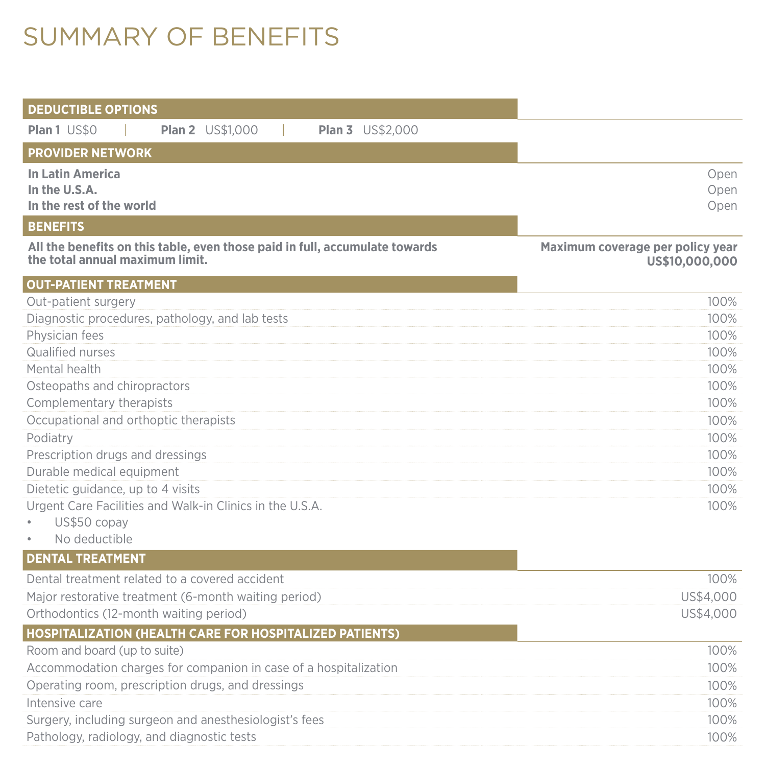# SUMMARY OF BENEFITS

| DEDUCTIBLE OPTIONS | |
|---|---|
| **Plan 1** US$0 \| **Plan 2** US$1,000 \| **Plan 3** US$2,000 | |
| **PROVIDER NETWORK** | |
| **In Latin America** | Open |
| **In the U.S.A.** | Open |
| **In the rest of the world** | Open |
| **BENEFITS** | |
| **All the benefits on this table, even those paid in full, accumulate towards the total annual maximum limit.** | **Maximum coverage per policy year US$10,000,000** |
| **OUT-PATIENT TREATMENT** | |
| Out-patient surgery | 100% |
| Diagnostic procedures, pathology, and lab tests | 100% |
| Physician fees | 100% |
| Qualified nurses | 100% |
| Mental health | 100% |
| Osteopaths and chiropractors | 100% |
| Complementary therapists | 100% |
| Occupational and orthoptic therapists | 100% |
| Podiatry | 100% |
| Prescription drugs and dressings | 100% |
| Durable medical equipment | 100% |
| Dietetic guidance, up to 4 visits | 100% |
| Urgent Care Facilities and Walk-in Clinics in the U.S.A.<br>• US$50 copay<br>• No deductible | 100% |
| **DENTAL TREATMENT** | |
| Dental treatment related to a covered accident | 100% |
| Major restorative treatment (6-month waiting period) | US$4,000 |
| Orthodontics (12-month waiting period) | US$4,000 |
| **HOSPITALIZATION (HEALTH CARE FOR HOSPITALIZED PATIENTS)** | |
| Room and board (up to suite) | 100% |
| Accommodation charges for companion in case of a hospitalization | 100% |
| Operating room, prescription drugs, and dressings | 100% |
| Intensive care | 100% |
| Surgery, including surgeon and anesthesiologist's fees | 100% |
| Pathology, radiology, and diagnostic tests | 100% |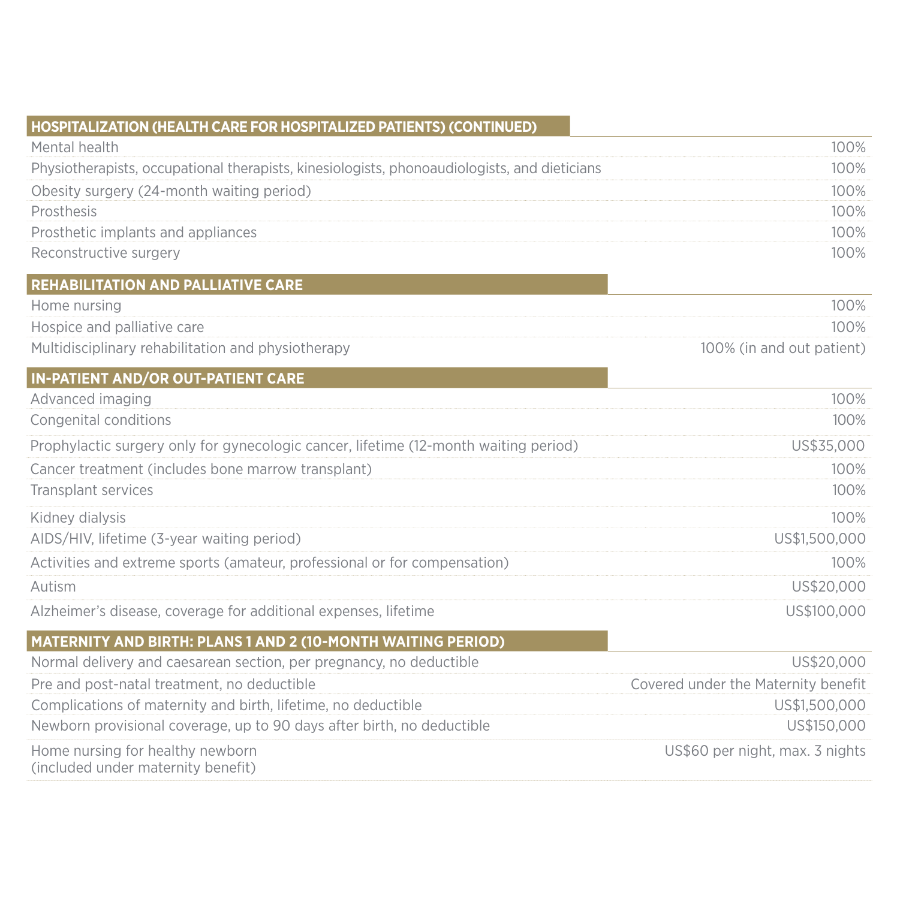| HOSPITALIZATION (HEALTH CARE FOR HOSPITALIZED PATIENTS) (CONTINUED) | |
|---|---|
| Mental health | 100% |
| Physiotherapists, occupational therapists, kinesiologists, phonoaudiologists, and dieticians | 100% |
| Obesity surgery (24-month waiting period) | 100% |
| Prosthesis | 100% |
| Prosthetic implants and appliances | 100% |
| Reconstructive surgery | 100% |

| REHABILITATION AND PALLIATIVE CARE | |
|---|---|
| Home nursing | 100% |
| Hospice and palliative care | 100% |
| Multidisciplinary rehabilitation and physiotherapy | 100% (in and out patient) |

| IN-PATIENT AND/OR OUT-PATIENT CARE | |
|---|---|
| Advanced imaging | 100% |
| Congenital conditions | 100% |
| Prophylactic surgery only for gynecologic cancer, lifetime (12-month waiting period) | US$35,000 |
| Cancer treatment (includes bone marrow transplant) | 100% |
| Transplant services | 100% |
| Kidney dialysis | 100% |
| AIDS/HIV, lifetime (3-year waiting period) | US$1,500,000 |
| Activities and extreme sports (amateur, professional or for compensation) | 100% |
| Autism | US$20,000 |
| Alzheimer's disease, coverage for additional expenses, lifetime | US$100,000 |

| MATERNITY AND BIRTH: PLANS 1 AND 2 (10-MONTH WAITING PERIOD) | |
|---|---|
| Normal delivery and caesarean section, per pregnancy, no deductible | US$20,000 |
| Pre and post-natal treatment, no deductible | Covered under the Maternity benefit |
| Complications of maternity and birth, lifetime, no deductible | US$1,500,000 |
| Newborn provisional coverage, up to 90 days after birth, no deductible | US$150,000 |
| Home nursing for healthy newborn (included under maternity benefit) | US$60 per night, max. 3 nights |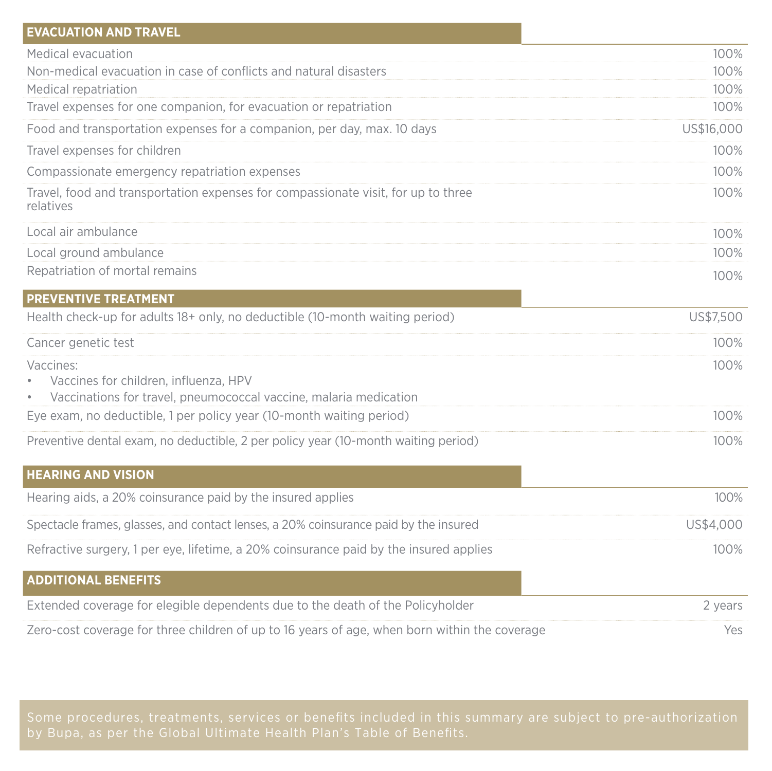| EVACUATION AND TRAVEL | |
|---|---|
| Medical evacuation | 100% |
| Non-medical evacuation in case of conflicts and natural disasters | 100% |
| Medical repatriation | 100% |
| Travel expenses for one companion, for evacuation or repatriation | 100% |
| Food and transportation expenses for a companion, per day, max. 10 days | US$16,000 |
| Travel expenses for children | 100% |
| Compassionate emergency repatriation expenses | 100% |
| Travel, food and transportation expenses for compassionate visit, for up to three relatives | 100% |
| Local air ambulance | 100% |
| Local ground ambulance | 100% |
| Repatriation of mortal remains | 100% |

| PREVENTIVE TREATMENT | |
|---|---|
| Health check-up for adults 18+ only, no deductible (10-month waiting period) | US$7,500 |
| Cancer genetic test | 100% |
| Vaccines:<br>• Vaccines for children, influenza, HPV<br>• Vaccinations for travel, pneumococcal vaccine, malaria medication | 100% |
| Eye exam, no deductible, 1 per policy year (10-month waiting period) | 100% |
| Preventive dental exam, no deductible, 2 per policy year (10-month waiting period) | 100% |

| HEARING AND VISION | |
|---|---|
| Hearing aids, a 20% coinsurance paid by the insured applies | 100% |
| Spectacle frames, glasses, and contact lenses, a 20% coinsurance paid by the insured | US$4,000 |
| Refractive surgery, 1 per eye, lifetime, a 20% coinsurance paid by the insured applies | 100% |

| ADDITIONAL BENEFITS | |
|---|---|
| Extended coverage for elegible dependents due to the death of the Policyholder | 2 years |
| Zero-cost coverage for three children of up to 16 years of age, when born within the coverage | Yes |

Some procedures, treatments, services or benefits included in this summary are subject to pre-authorization by Bupa, as per the Global Ultimate Health Plan's Table of Benefits.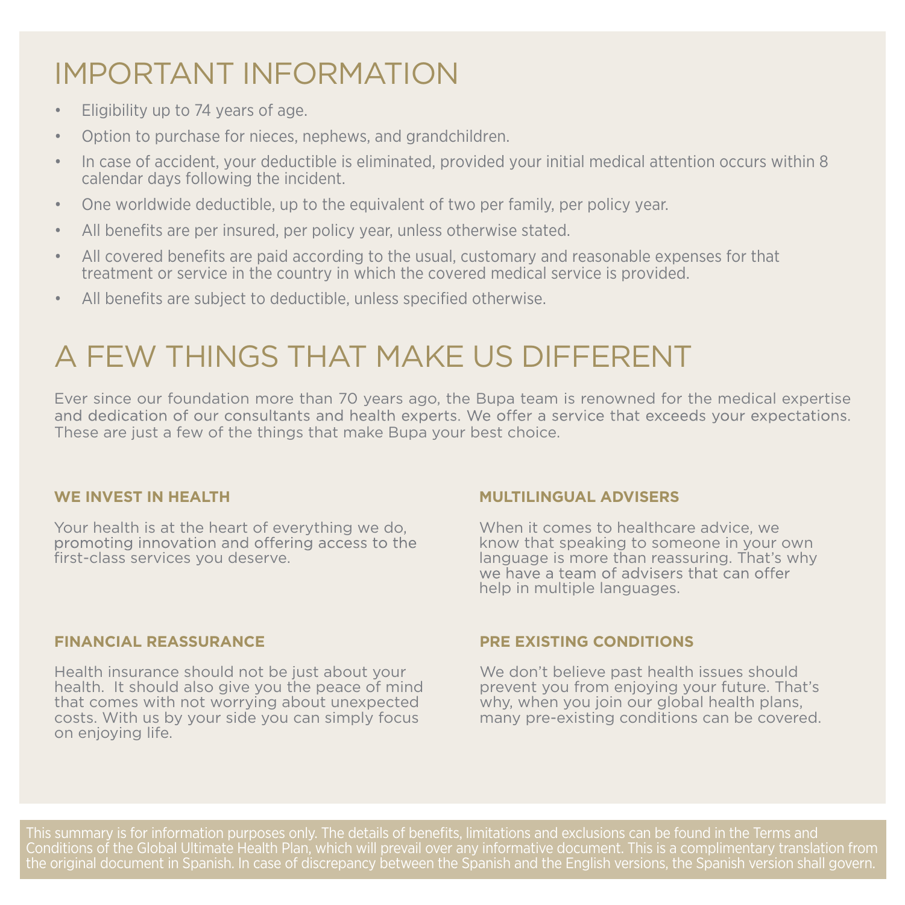# IMPORTANT INFORMATION

- Eligibility up to 74 years of age.
- Option to purchase for nieces, nephews, and grandchildren.
- In case of accident, your deductible is eliminated, provided your initial medical attention occurs within 8 calendar days following the incident.
- One worldwide deductible, up to the equivalent of two per family, per policy year.
- All benefits are per insured, per policy year, unless otherwise stated.
- All covered benefits are paid according to the usual, customary and reasonable expenses for that treatment or service in the country in which the covered medical service is provided.
- All benefits are subject to deductible, unless specified otherwise.

# A FEW THINGS THAT MAKE US DIFFERENT

Ever since our foundation more than 70 years ago, the Bupa team is renowned for the medical expertise and dedication of our consultants and health experts. We offer a service that exceeds your expectations. These are just a few of the things that make Bupa your best choice.

### WE INVEST IN HEALTH

Your health is at the heart of everything we do, promoting innovation and offering access to the first-class services you deserve.

### FINANCIAL REASSURANCE

Health insurance should not be just about your health. It should also give you the peace of mind that comes with not worrying about unexpected costs. With us by your side you can simply focus on enjoying life.

### MULTILINGUAL ADVISERS

When it comes to healthcare advice, we know that speaking to someone in your own language is more than reassuring. That's why we have a team of advisers that can offer help in multiple languages.

### PRE EXISTING CONDITIONS

We don't believe past health issues should prevent you from enjoying your future. That's why, when you join our global health plans, many pre-existing conditions can be covered.

This summary is for information purposes only. The details of benefits, limitations and exclusions can be found in the Terms and Conditions of the Global Ultimate Health Plan, which will prevail over any informative document. This is a complimentary translation from the original document in Spanish. In case of discrepancy between the Spanish and the English versions, the Spanish version shall govern.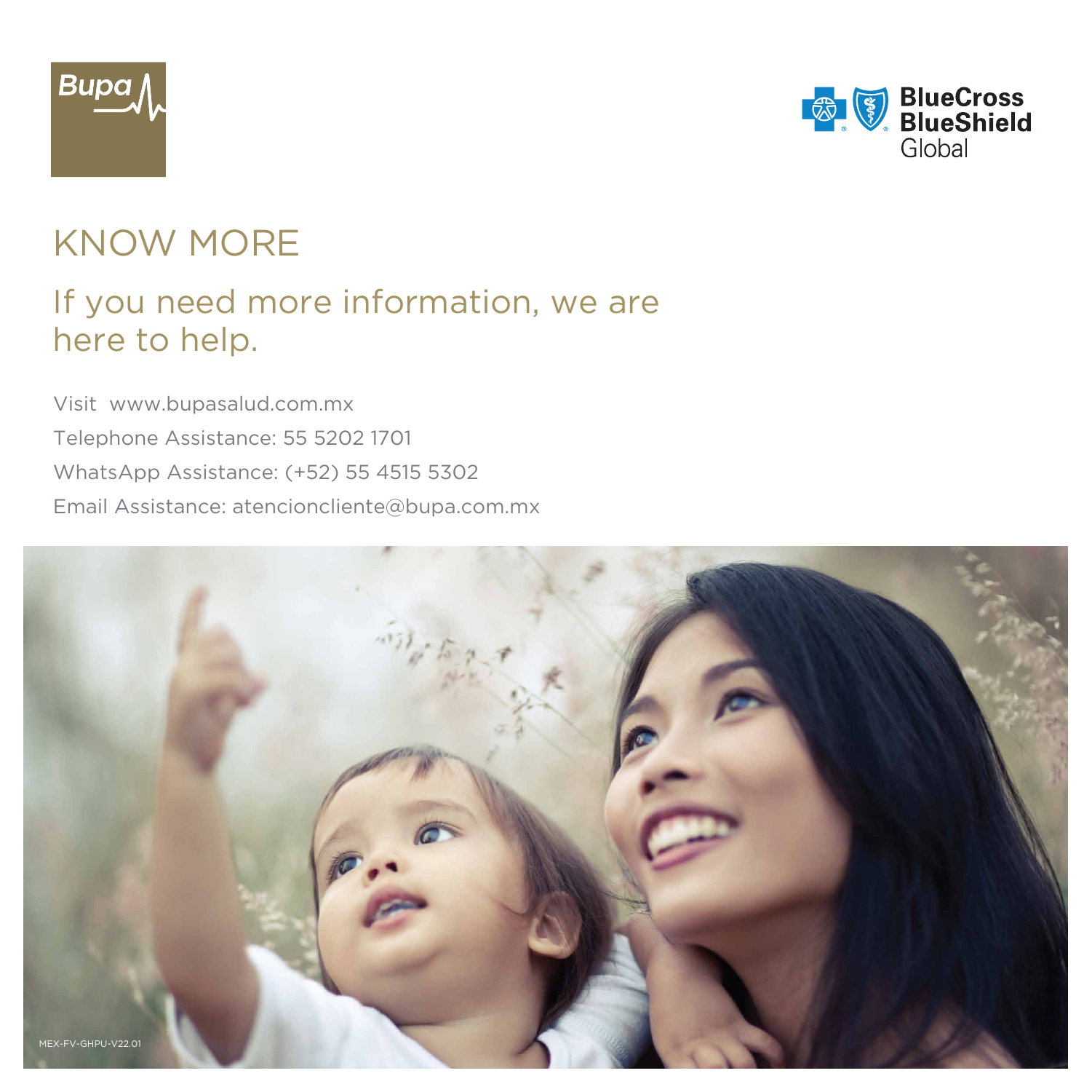# KNOW MORE

## If you need more information, we are here to help.

Visit www.bupasalud.com.mx

Telephone Assistance: 55 5202 1701

WhatsApp Assistance: (+52) 55 4515 5302

Email Assistance: atencioncliente@bupa.com.mx

MEX-FV-GHPU-V22.01